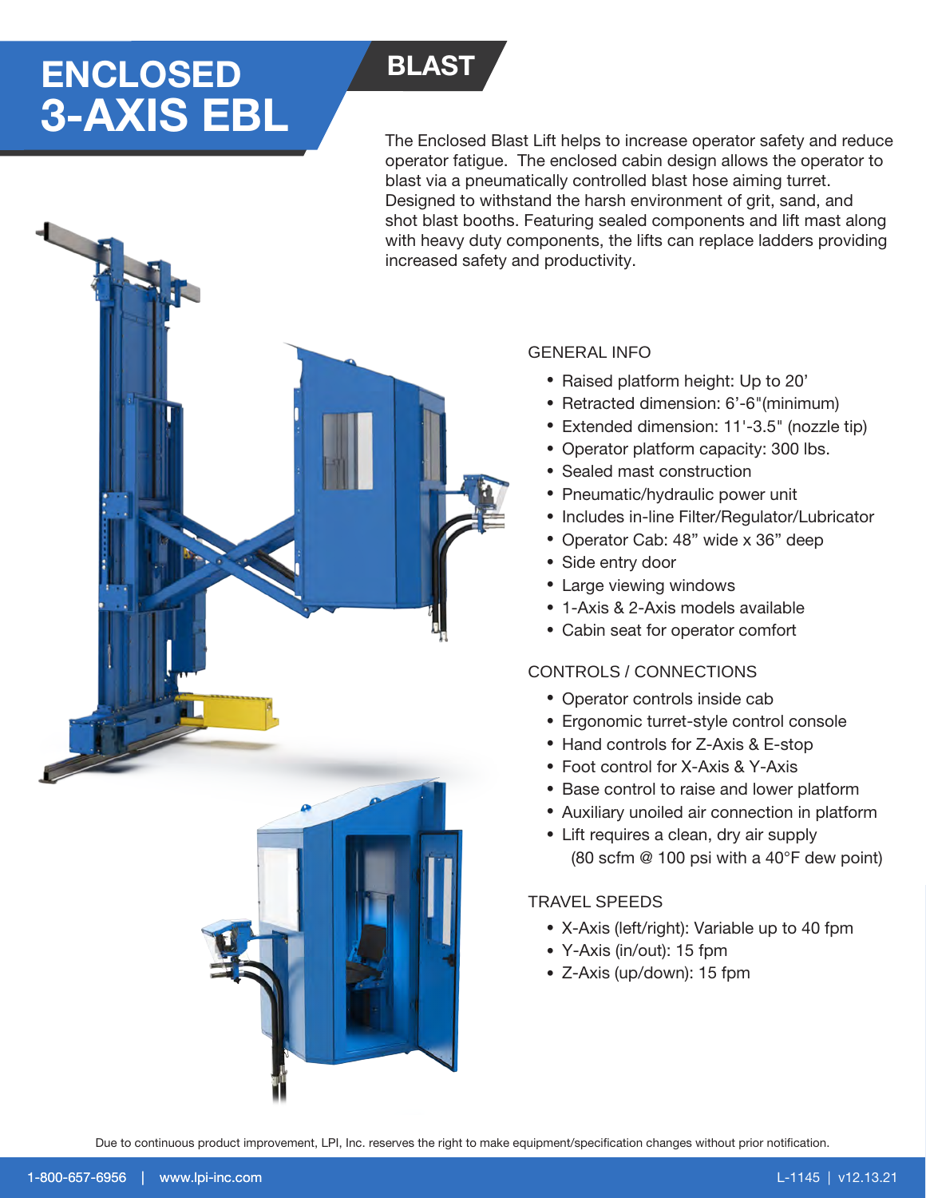# ENCLOSED 3-AXIS EBL

## BLAST

The Enclosed Blast Lift helps to increase operator safety and reduce operator fatigue. The enclosed cabin design allows the operator to blast via a pneumatically controlled blast hose aiming turret. Designed to withstand the harsh environment of grit, sand, and shot blast booths. Featuring sealed components and lift mast along with heavy duty components, the lifts can replace ladders providing increased safety and productivity.

### GENERAL INFO

- Raised platform height: Up to 20'
- Retracted dimension: 6'-6"(minimum)
- Extended dimension: 11'-3.5" (nozzle tip)
- Operator platform capacity: 300 lbs.
- Sealed mast construction
- Pneumatic/hydraulic power unit
- Includes in-line Filter/Regulator/Lubricator
- Operator Cab: 48" wide x 36" deep
- Side entry door
- Large viewing windows
- 1-Axis & 2-Axis models available
- Cabin seat for operator comfort

### CONTROLS / CONNECTIONS

- Operator controls inside cab
- Ergonomic turret-style control console
- Hand controls for Z-Axis & E-stop
- Foot control for X-Axis & Y-Axis
- Base control to raise and lower platform
- Auxiliary unoiled air connection in platform
- Lift requires a clean, dry air supply (80 scfm @ 100 psi with a 40°F dew point)

### TRAVEL SPEEDS

- X-Axis (left/right): Variable up to 40 fpm
- Y-Axis (in/out): 15 fpm
- Z-Axis (up/down): 15 fpm

Due to continuous product improvement, LPI, Inc. reserves the right to make equipment/specification changes without prior notification.

1-800-657-6956 | www.lpi-inc.com

L-1145 | v12.13.21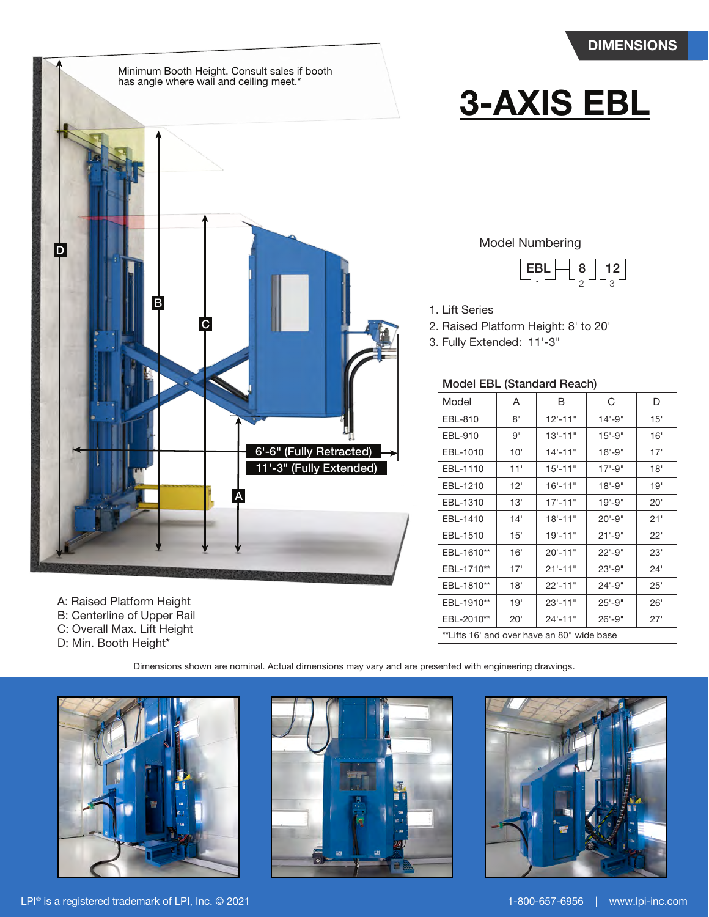DIMENSIONS

# 3-AXIS EBL

Minimum Booth Height. Consult sales if booth has angle where wall and ceiling meet.*

D

B

C

6'-6" (Fully Retracted)

11'-3" (Fully Extended)

A

A: Raised Platform Height
B: Centerline of Upper Rail
C: Overall Max. Lift Height
D: Min. Booth Height*

Model Numbering

EBL — 8 12
1 2 3

1. Lift Series
2. Raised Platform Height: 8' to 20'
3. Fully Extended: 11'-3"

| Model EBL (Standard Reach) | | | | |
|---|---|---|---|---|
| Model | A | B | C | D |
| EBL-810 | 8' | 12'-11" | 14'-9" | 15' |
| EBL-910 | 9' | 13'-11" | 15'-9" | 16' |
| EBL-1010 | 10' | 14'-11" | 16'-9" | 17' |
| EBL-1110 | 11' | 15'-11" | 17'-9" | 18' |
| EBL-1210 | 12' | 16'-11" | 18'-9" | 19' |
| EBL-1310 | 13' | 17'-11" | 19'-9" | 20' |
| EBL-1410 | 14' | 18'-11" | 20'-9" | 21' |
| EBL-1510 | 15' | 19'-11" | 21'-9" | 22' |
| EBL-1610** | 16' | 20'-11" | 22'-9" | 23' |
| EBL-1710** | 17' | 21'-11" | 23'-9" | 24' |
| EBL-1810** | 18' | 22'-11" | 24'-9" | 25' |
| EBL-1910** | 19' | 23'-11" | 25'-9" | 26' |
| EBL-2010** | 20' | 24'-11" | 26'-9" | 27' |
| **Lifts 16' and over have an 80" wide base | | | | |

Dimensions shown are nominal. Actual dimensions may vary and are presented with engineering drawings.

LPI® is a registered trademark of LPI, Inc. © 2021 1-800-657-6956 | www.lpi-inc.com